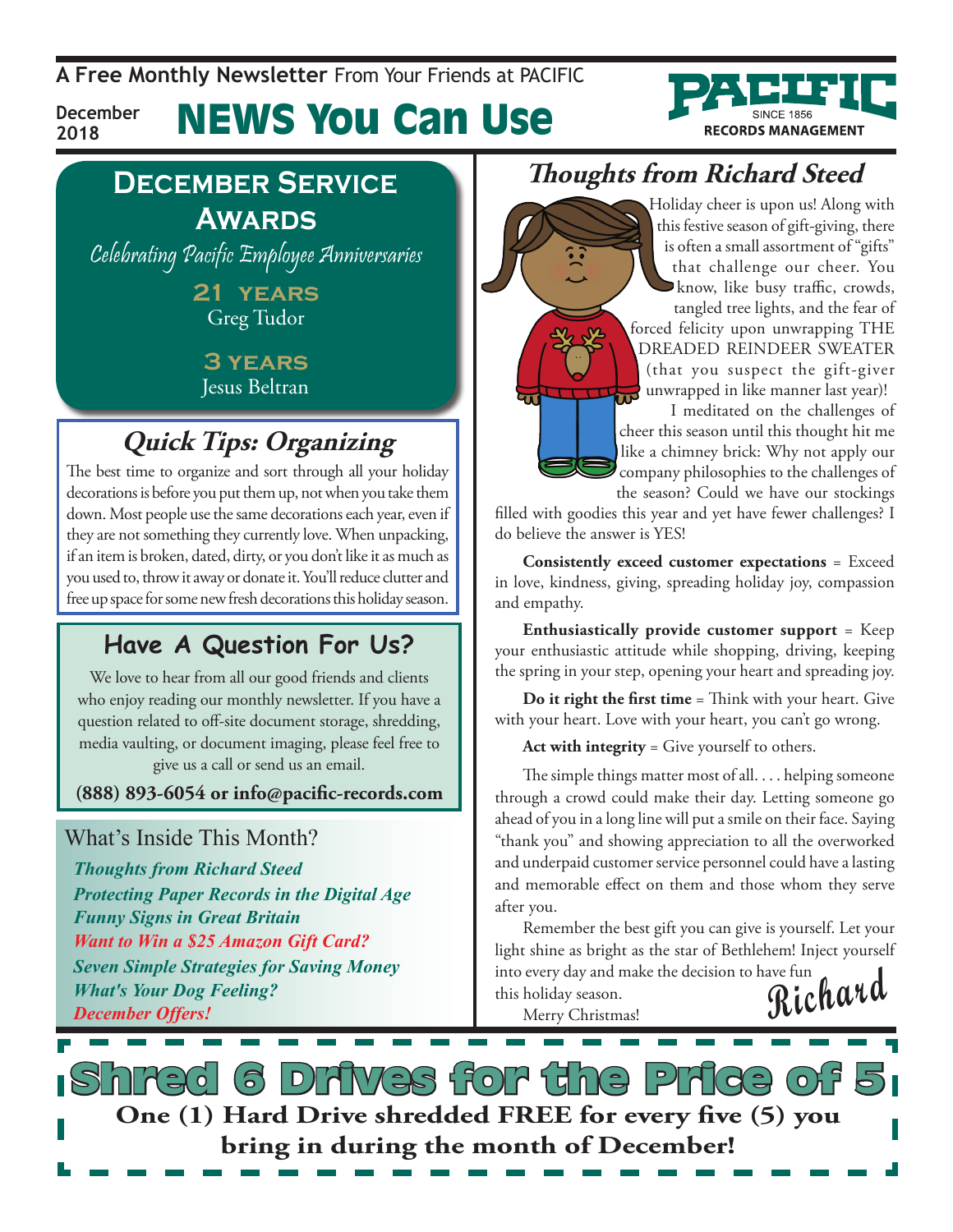A Free Monthly Newsletter From Your Friends at PACIFIC

December 2018

# NEWS You Can Use

PACIFIC SINCE 1856 RECORDS MANAGEMENT

## December Service Awards

*Celebrating Pacific Employee Anniversaries*

**21 YEARS**
Greg Tudor

**3 YEARS**
Jesus Beltran

## *Quick Tips: Organizing*

The best time to organize and sort through all your holiday decorations is before you put them up, not when you take them down. Most people use the same decorations each year, even if they are not something they currently love. When unpacking, if an item is broken, dated, dirty, or you don't like it as much as you used to, throw it away or donate it. You'll reduce clutter and free up space for some new fresh decorations this holiday season.

## Have A Question For Us?

We love to hear from all our good friends and clients who enjoy reading our monthly newsletter. If you have a question related to off-site document storage, shredding, media vaulting, or document imaging, please feel free to give us a call or send us an email.

**(888) 893-6054 or info@pacific-records.com**

### What's Inside This Month?

- *Thoughts from Richard Steed*
- *Protecting Paper Records in the Digital Age*
- *Funny Signs in Great Britain*
- *Want to Win a $25 Amazon Gift Card?*
- *Seven Simple Strategies for Saving Money*
- *What's Your Dog Feeling?*
- *December Offers!*

## *Thoughts from Richard Steed*

Holiday cheer is upon us! Along with this festive season of gift-giving, there is often a small assortment of "gifts" that challenge our cheer. You know, like busy traffic, crowds, tangled tree lights, and the fear of forced felicity upon unwrapping THE DREADED REINDEER SWEATER (that you suspect the gift-giver unwrapped in like manner last year)!

I meditated on the challenges of cheer this season until this thought hit me like a chimney brick: Why not apply our company philosophies to the challenges of the season? Could we have our stockings filled with goodies this year and yet have fewer challenges? I do believe the answer is YES!

**Consistently exceed customer expectations** = Exceed in love, kindness, giving, spreading holiday joy, compassion and empathy.

**Enthusiastically provide customer support** = Keep your enthusiastic attitude while shopping, driving, keeping the spring in your step, opening your heart and spreading joy.

**Do it right the first time** = Think with your heart. Give with your heart. Love with your heart, you can't go wrong.

**Act with integrity** = Give yourself to others.

The simple things matter most of all. . . . helping someone through a crowd could make their day. Letting someone go ahead of you in a long line will put a smile on their face. Saying "thank you" and showing appreciation to all the overworked and underpaid customer service personnel could have a lasting and memorable effect on them and those whom they serve after you.

Remember the best gift you can give is yourself. Let your light shine as bright as the star of Bethlehem! Inject yourself into every day and make the decision to have fun this holiday season.

Merry Christmas!

*Richard*

## Shred 6 Drives for the Price of 5

**One (1) Hard Drive shredded FREE for every five (5) you bring in during the month of December!**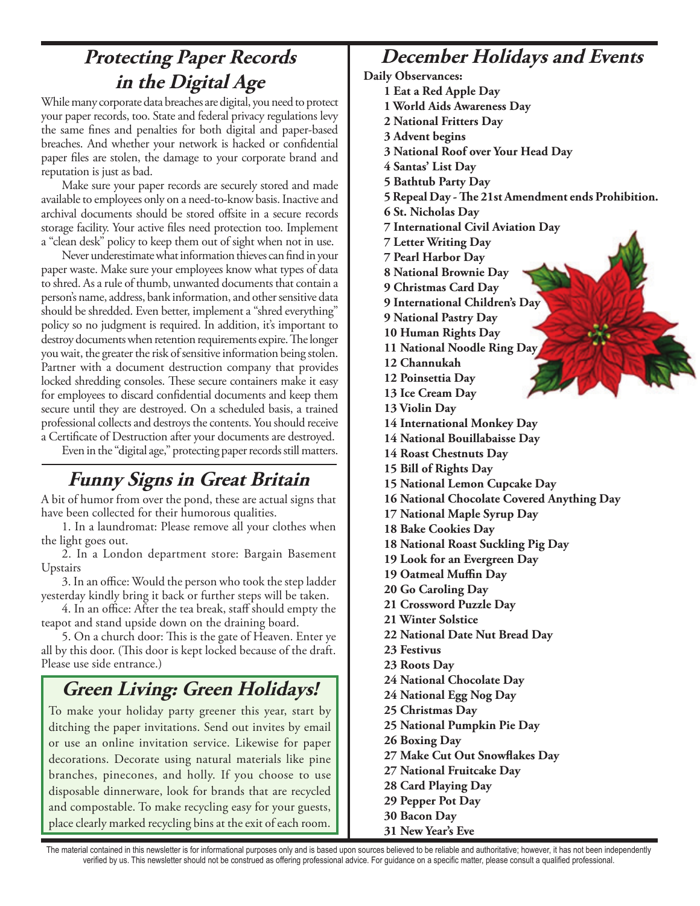## Protecting Paper Records in the Digital Age

While many corporate data breaches are digital, you need to protect your paper records, too. State and federal privacy regulations levy the same fines and penalties for both digital and paper-based breaches. And whether your network is hacked or confidential paper files are stolen, the damage to your corporate brand and reputation is just as bad.

Make sure your paper records are securely stored and made available to employees only on a need-to-know basis. Inactive and archival documents should be stored offsite in a secure records storage facility. Your active files need protection too. Implement a "clean desk" policy to keep them out of sight when not in use.

Never underestimate what information thieves can find in your paper waste. Make sure your employees know what types of data to shred. As a rule of thumb, unwanted documents that contain a person's name, address, bank information, and other sensitive data should be shredded. Even better, implement a "shred everything" policy so no judgment is required. In addition, it's important to destroy documents when retention requirements expire. The longer you wait, the greater the risk of sensitive information being stolen. Partner with a document destruction company that provides locked shredding consoles. These secure containers make it easy for employees to discard confidential documents and keep them secure until they are destroyed. On a scheduled basis, a trained professional collects and destroys the contents. You should receive a Certificate of Destruction after your documents are destroyed.

Even in the "digital age," protecting paper records still matters.

## Funny Signs in Great Britain

A bit of humor from over the pond, these are actual signs that have been collected for their humorous qualities.

1. In a laundromat: Please remove all your clothes when the light goes out.
2. In a London department store: Bargain Basement Upstairs
3. In an office: Would the person who took the step ladder yesterday kindly bring it back or further steps will be taken.
4. In an office: After the tea break, staff should empty the teapot and stand upside down on the draining board.
5. On a church door: This is the gate of Heaven. Enter ye all by this door. (This door is kept locked because of the draft. Please use side entrance.)

## Green Living: Green Holidays!

To make your holiday party greener this year, start by ditching the paper invitations. Send out invites by email or use an online invitation service. Likewise for paper decorations. Decorate using natural materials like pine branches, pinecones, and holly. If you choose to use disposable dinnerware, look for brands that are recycled and compostable. To make recycling easy for your guests, place clearly marked recycling bins at the exit of each room.

## December Holidays and Events

**Daily Observances:**

**1 Eat a Red Apple Day**
**1 World Aids Awareness Day**
**2 National Fritters Day**
**3 Advent begins**
**3 National Roof over Your Head Day**
**4 Santas' List Day**
**5 Bathtub Party Day**
**5 Repeal Day - The 21st Amendment ends Prohibition.**
**6 St. Nicholas Day**
**7 International Civil Aviation Day**
**7 Letter Writing Day**
**7 Pearl Harbor Day**
**8 National Brownie Day**
**9 Christmas Card Day**
**9 International Children's Day**
**9 National Pastry Day**
**10 Human Rights Day**
**11 National Noodle Ring Day**
**12 Channukah**
**12 Poinsettia Day**
**13 Ice Cream Day**
**13 Violin Day**
**14 International Monkey Day**
**14 National Bouillabaisse Day**
**14 Roast Chestnuts Day**
**15 Bill of Rights Day**
**15 National Lemon Cupcake Day**
**16 National Chocolate Covered Anything Day**
**17 National Maple Syrup Day**
**18 Bake Cookies Day**
**18 National Roast Suckling Pig Day**
**19 Look for an Evergreen Day**
**19 Oatmeal Muffin Day**
**20 Go Caroling Day**
**21 Crossword Puzzle Day**
**21 Winter Solstice**
**22 National Date Nut Bread Day**
**23 Festivus**
**23 Roots Day**
**24 National Chocolate Day**
**24 National Egg Nog Day**
**25 Christmas Day**
**25 National Pumpkin Pie Day**
**26 Boxing Day**
**27 Make Cut Out Snowflakes Day**
**27 National Fruitcake Day**
**28 Card Playing Day**
**29 Pepper Pot Day**
**30 Bacon Day**
**31 New Year's Eve**

The material contained in this newsletter is for informational purposes only and is based upon sources believed to be reliable and authoritative; however, it has not been independently verified by us. This newsletter should not be construed as offering professional advice. For guidance on a specific matter, please consult a qualified professional.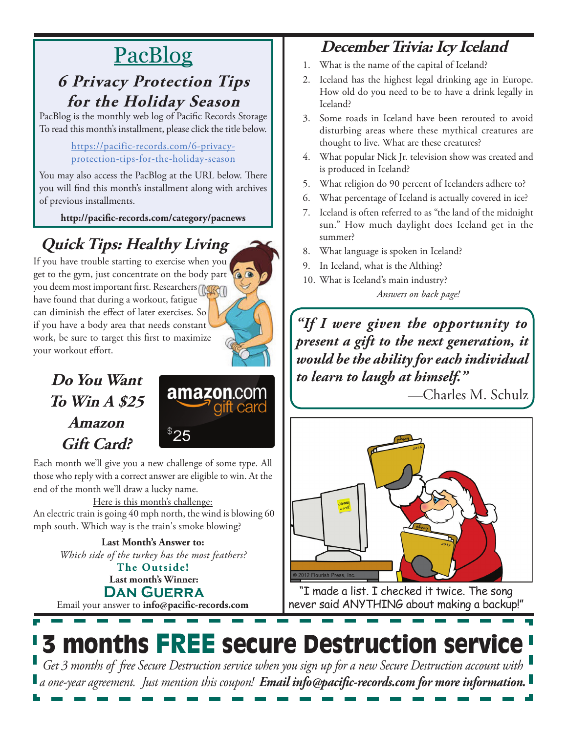## PacBlog

### 6 Privacy Protection Tips for the Holiday Season

PacBlog is the monthly web log of Pacific Records Storage To read this month's installment, please click the title below.

https://pacific-records.com/6-privacy-protection-tips-for-the-holiday-season

You may also access the PacBlog at the URL below. There you will find this month's installment along with archives of previous installments.

**http://pacific-records.com/category/pacnews**

## Quick Tips: Healthy Living

If you have trouble starting to exercise when you get to the gym, just concentrate on the body part you deem most important first. Researchers have found that during a workout, fatigue can diminish the effect of later exercises. So if you have a body area that needs constant work, be sure to target this first to maximize your workout effort.

## Do You Want To Win A $25 Amazon Gift Card?

amazon.com gift card
$25

Each month we'll give you a new challenge of some type. All those who reply with a correct answer are eligible to win. At the end of the month we'll draw a lucky name.

Here is this month's challenge:

An electric train is going 40 mph north, the wind is blowing 60 mph south. Which way is the train's smoke blowing?

**Last Month's Answer to:**

*Which side of the turkey has the most feathers?*

**The Outside!**

**Last month's Winner:**

**Dan Guerra**

Email your answer to **info@pacific-records.com**

## December Trivia: Icy Iceland

1. What is the name of the capital of Iceland?
2. Iceland has the highest legal drinking age in Europe. How old do you need to be to have a drink legally in Iceland?
3. Some roads in Iceland have been rerouted to avoid disturbing areas where these mythical creatures are thought to live. What are these creatures?
4. What popular Nick Jr. television show was created and is produced in Iceland?
5. What religion do 90 percent of Icelanders adhere to?
6. What percentage of Iceland is actually covered in ice?
7. Iceland is often referred to as "the land of the midnight sun." How much daylight does Iceland get in the summer?
8. What language is spoken in Iceland?
9. In Iceland, what is the Althing?
10. What is Iceland's main industry?

*Answers on back page!*

***"If I were given the opportunity to present a gift to the next generation, it would be the ability for each individual to learn to laugh at himself."***

—Charles M. Schulz

© 2012 Flourish Press, Inc.

"I made a list. I checked it twice. The song never said ANYTHING about making a backup!"

## 3 months FREE secure Destruction service

*Get 3 months of free Secure Destruction service when you sign up for a new Secure Destruction account with a one-year agreement. Just mention this coupon!* ***Email info@pacific-records.com for more information.***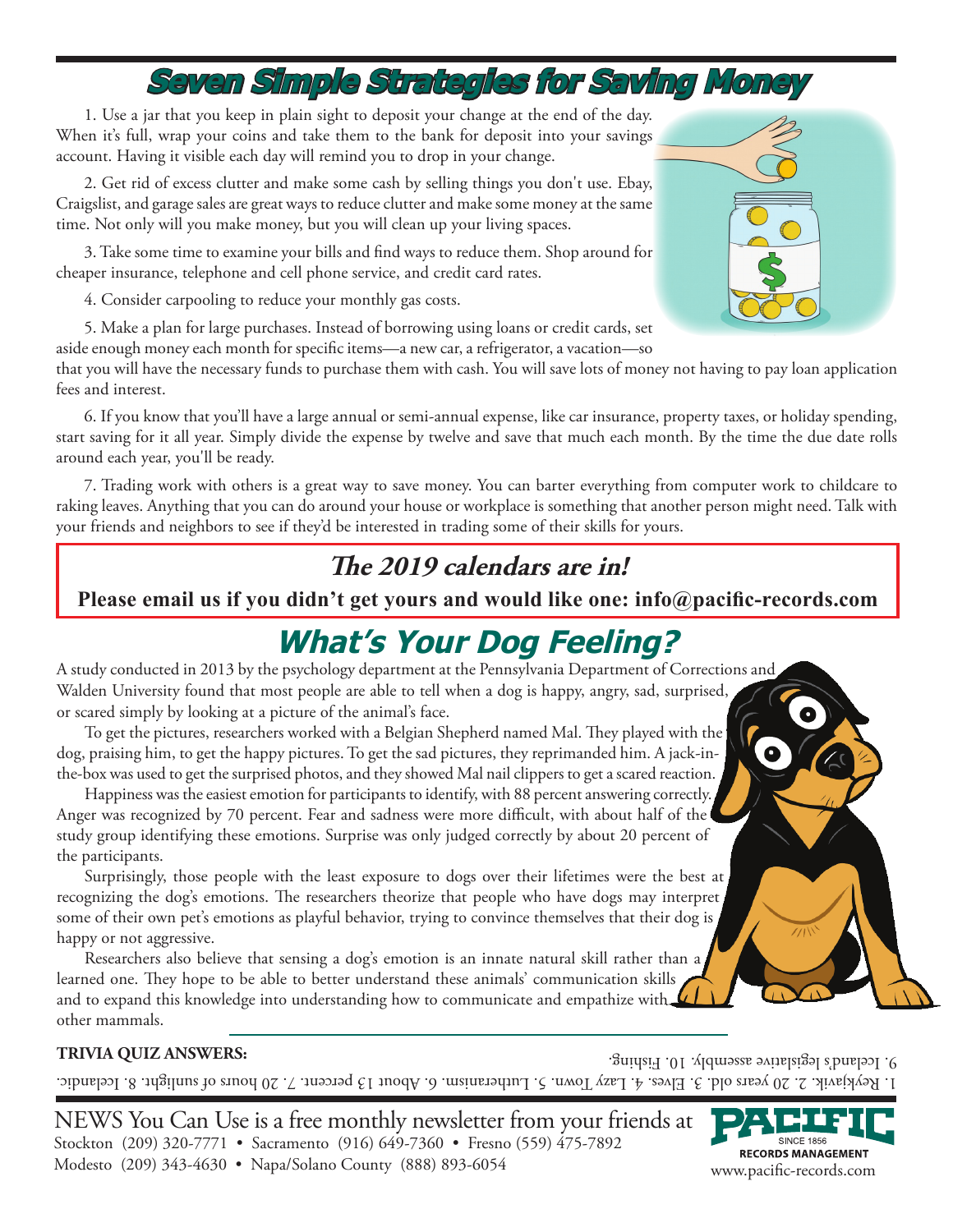# Seven Simple Strategies for Saving Money

1. Use a jar that you keep in plain sight to deposit your change at the end of the day. When it's full, wrap your coins and take them to the bank for deposit into your savings account. Having it visible each day will remind you to drop in your change.

2. Get rid of excess clutter and make some cash by selling things you don't use. Ebay, Craigslist, and garage sales are great ways to reduce clutter and make some money at the same time. Not only will you make money, but you will clean up your living spaces.

3. Take some time to examine your bills and find ways to reduce them. Shop around for cheaper insurance, telephone and cell phone service, and credit card rates.

4. Consider carpooling to reduce your monthly gas costs.

5. Make a plan for large purchases. Instead of borrowing using loans or credit cards, set aside enough money each month for specific items—a new car, a refrigerator, a vacation—so that you will have the necessary funds to purchase them with cash. You will save lots of money not having to pay loan application fees and interest.

6. If you know that you'll have a large annual or semi-annual expense, like car insurance, property taxes, or holiday spending, start saving for it all year. Simply divide the expense by twelve and save that much each month. By the time the due date rolls around each year, you'll be ready.

7. Trading work with others is a great way to save money. You can barter everything from computer work to childcare to raking leaves. Anything that you can do around your house or workplace is something that another person might need. Talk with your friends and neighbors to see if they'd be interested in trading some of their skills for yours.

***The 2019 calendars are in!***

**Please email us if you didn't get yours and would like one: info@pacific-records.com**

# What's Your Dog Feeling?

A study conducted in 2013 by the psychology department at the Pennsylvania Department of Corrections and Walden University found that most people are able to tell when a dog is happy, angry, sad, surprised, or scared simply by looking at a picture of the animal's face.

To get the pictures, researchers worked with a Belgian Shepherd named Mal. They played with the dog, praising him, to get the happy pictures. To get the sad pictures, they reprimanded him. A jack-in-the-box was used to get the surprised photos, and they showed Mal nail clippers to get a scared reaction.

Happiness was the easiest emotion for participants to identify, with 88 percent answering correctly. Anger was recognized by 70 percent. Fear and sadness were more difficult, with about half of the study group identifying these emotions. Surprise was only judged correctly by about 20 percent of the participants.

Surprisingly, those people with the least exposure to dogs over their lifetimes were the best at recognizing the dog's emotions. The researchers theorize that people who have dogs may interpret some of their own pet's emotions as playful behavior, trying to convince themselves that their dog is happy or not aggressive.

Researchers also believe that sensing a dog's emotion is an innate natural skill rather than a learned one. They hope to be able to better understand these animals' communication skills and to expand this knowledge into understanding how to communicate and empathize with other mammals.

**TRIVIA QUIZ ANSWERS:**

1. Reykjavik. 2. 20 years old. 3. Elves. 4. Lazy Town. 5. Lutheranism. 6. About 13 percent. 7. 20 hours of sunlight. 8. Icelandic. 9. Iceland's legislative assembly. 10. Fishing.

NEWS You Can Use is a free monthly newsletter from your friends at

Stockton (209) 320-7771 • Sacramento (916) 649-7360 • Fresno (559) 475-7892
Modesto (209) 343-4630 • Napa/Solano County (888) 893-6054

PACIFIC SINCE 1856 RECORDS MANAGEMENT
www.pacific-records.com